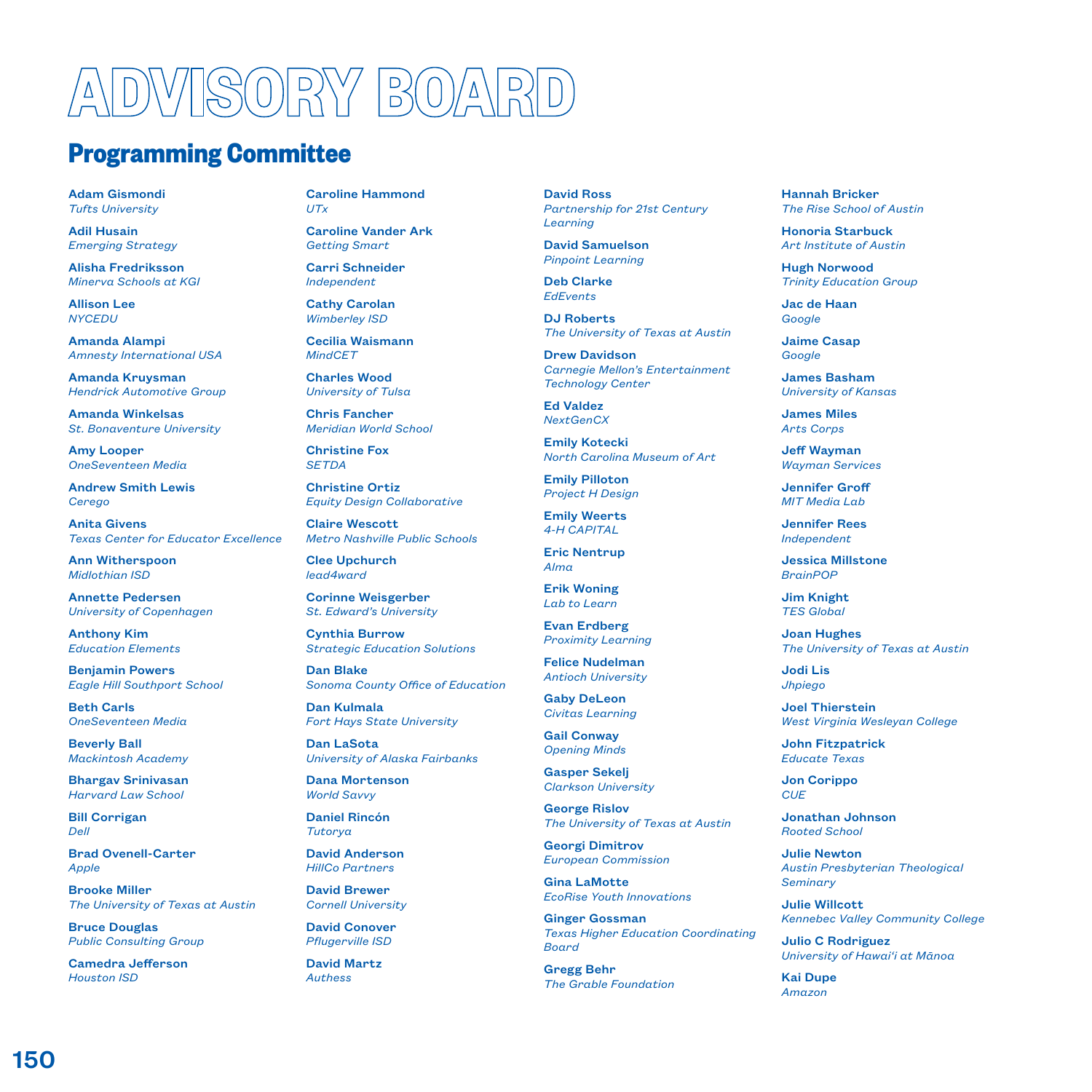# ADVISORY BOARD

## Programming Committee

**Adam Gismondi**
*Tufts University*

**Adil Husain**
*Emerging Strategy*

**Alisha Fredriksson**
*Minerva Schools at KGI*

**Allison Lee**
*NYCEDU*

**Amanda Alampi**
*Amnesty International USA*

**Amanda Kruysman**
*Hendrick Automotive Group*

**Amanda Winkelsas**
*St. Bonaventure University*

**Amy Looper**
*OneSeventeen Media*

**Andrew Smith Lewis**
*Cerego*

**Anita Givens**
*Texas Center for Educator Excellence*

**Ann Witherspoon**
*Midlothian ISD*

**Annette Pedersen**
*University of Copenhagen*

**Anthony Kim**
*Education Elements*

**Benjamin Powers**
*Eagle Hill Southport School*

**Beth Carls**
*OneSeventeen Media*

**Beverly Ball**
*Mackintosh Academy*

**Bhargav Srinivasan**
*Harvard Law School*

**Bill Corrigan**
*Dell*

**Brad Ovenell-Carter**
*Apple*

**Brooke Miller**
*The University of Texas at Austin*

**Bruce Douglas**
*Public Consulting Group*

**Camedra Jefferson**
*Houston ISD*

**Caroline Hammond**
*UTx*

**Caroline Vander Ark**
*Getting Smart*

**Carri Schneider**
*Independent*

**Cathy Carolan**
*Wimberley ISD*

**Cecilia Waismann**
*MindCET*

**Charles Wood**
*University of Tulsa*

**Chris Fancher**
*Meridian World School*

**Christine Fox**
*SETDA*

**Christine Ortiz**
*Equity Design Collaborative*

**Claire Wescott**
*Metro Nashville Public Schools*

**Clee Upchurch**
*lead4ward*

**Corinne Weisgerber**
*St. Edward's University*

**Cynthia Burrow**
*Strategic Education Solutions*

**Dan Blake**
*Sonoma County Office of Education*

**Dan Kulmala**
*Fort Hays State University*

**Dan LaSota**
*University of Alaska Fairbanks*

**Dana Mortenson**
*World Savvy*

**Daniel Rincón**
*Tutorya*

**David Anderson**
*HillCo Partners*

**David Brewer**
*Cornell University*

**David Conover**
*Pflugerville ISD*

**David Martz**
*Authess*

**David Ross**
*Partnership for 21st Century Learning*

**David Samuelson**
*Pinpoint Learning*

**Deb Clarke**
*EdEvents*

**DJ Roberts**
*The University of Texas at Austin*

**Drew Davidson**
*Carnegie Mellon's Entertainment Technology Center*

**Ed Valdez**
*NextGenCX*

**Emily Kotecki**
*North Carolina Museum of Art*

**Emily Pilloton**
*Project H Design*

**Emily Weerts**
*4-H CAPITAL*

**Eric Nentrup**
*Alma*

**Erik Woning**
*Lab to Learn*

**Evan Erdberg**
*Proximity Learning*

**Felice Nudelman**
*Antioch University*

**Gaby DeLeon**
*Civitas Learning*

**Gail Conway**
*Opening Minds*

**Gasper Sekelj**
*Clarkson University*

**George Rislov**
*The University of Texas at Austin*

**Georgi Dimitrov**
*European Commission*

**Gina LaMotte**
*EcoRise Youth Innovations*

**Ginger Gossman**
*Texas Higher Education Coordinating Board*

**Gregg Behr**
*The Grable Foundation*

**Hannah Bricker**
*The Rise School of Austin*

**Honoria Starbuck**
*Art Institute of Austin*

**Hugh Norwood**
*Trinity Education Group*

**Jac de Haan**
*Google*

**Jaime Casap**
*Google*

**James Basham**
*University of Kansas*

**James Miles**
*Arts Corps*

**Jeff Wayman**
*Wayman Services*

**Jennifer Groff**
*MIT Media Lab*

**Jennifer Rees**
*Independent*

**Jessica Millstone**
*BrainPOP*

**Jim Knight**
*TES Global*

**Joan Hughes**
*The University of Texas at Austin*

**Jodi Lis**
*Jhpiego*

**Joel Thierstein**
*West Virginia Wesleyan College*

**John Fitzpatrick**
*Educate Texas*

**Jon Corippo**
*CUE*

**Jonathan Johnson**
*Rooted School*

**Julie Newton**
*Austin Presbyterian Theological Seminary*

**Julie Willcott**
*Kennebec Valley Community College*

**Julio C Rodriguez**
*University of Hawai'i at Mānoa*

**Kai Dupe**
*Amazon*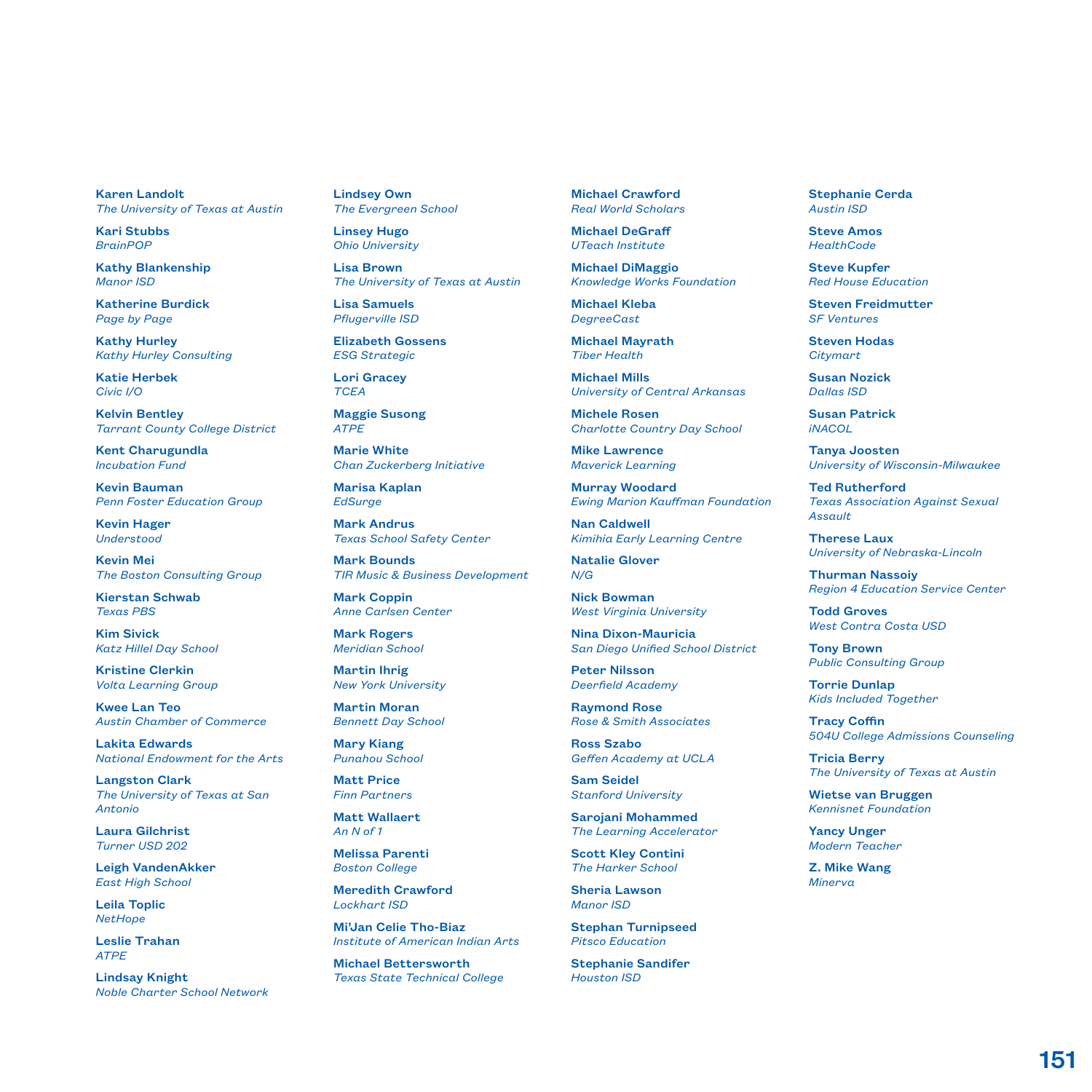**Karen Landolt**
*The University of Texas at Austin*

**Kari Stubbs**
*BrainPOP*

**Kathy Blankenship**
*Manor ISD*

**Katherine Burdick**
*Page by Page*

**Kathy Hurley**
*Kathy Hurley Consulting*

**Katie Herbek**
*Civic I/O*

**Kelvin Bentley**
*Tarrant County College District*

**Kent Charugundla**
*Incubation Fund*

**Kevin Bauman**
*Penn Foster Education Group*

**Kevin Hager**
*Understood*

**Kevin Mei**
*The Boston Consulting Group*

**Kierstan Schwab**
*Texas PBS*

**Kim Sivick**
*Katz Hillel Day School*

**Kristine Clerkin**
*Volta Learning Group*

**Kwee Lan Teo**
*Austin Chamber of Commerce*

**Lakita Edwards**
*National Endowment for the Arts*

**Langston Clark**
*The University of Texas at San Antonio*

**Laura Gilchrist**
*Turner USD 202*

**Leigh VandenAkker**
*East High School*

**Leila Toplic**
*NetHope*

**Leslie Trahan**
*ATPE*

**Lindsay Knight**
*Noble Charter School Network*

**Lindsey Own**
*The Evergreen School*

**Linsey Hugo**
*Ohio University*

**Lisa Brown**
*The University of Texas at Austin*

**Lisa Samuels**
*Pflugerville ISD*

**Elizabeth Gossens**
*ESG Strategic*

**Lori Gracey**
*TCEA*

**Maggie Susong**
*ATPE*

**Marie White**
*Chan Zuckerberg Initiative*

**Marisa Kaplan**
*EdSurge*

**Mark Andrus**
*Texas School Safety Center*

**Mark Bounds**
*TIR Music & Business Development*

**Mark Coppin**
*Anne Carlsen Center*

**Mark Rogers**
*Meridian School*

**Martin Ihrig**
*New York University*

**Martin Moran**
*Bennett Day School*

**Mary Kiang**
*Punahou School*

**Matt Price**
*Finn Partners*

**Matt Wallaert**
*An N of 1*

**Melissa Parenti**
*Boston College*

**Meredith Crawford**
*Lockhart ISD*

**Mi'Jan Celie Tho-Biaz**
*Institute of American Indian Arts*

**Michael Bettersworth**
*Texas State Technical College*

**Michael Crawford**
*Real World Scholars*

**Michael DeGraff**
*UTeach Institute*

**Michael DiMaggio**
*Knowledge Works Foundation*

**Michael Kleba**
*DegreeCast*

**Michael Mayrath**
*Tiber Health*

**Michael Mills**
*University of Central Arkansas*

**Michele Rosen**
*Charlotte Country Day School*

**Mike Lawrence**
*Maverick Learning*

**Murray Woodard**
*Ewing Marion Kauffman Foundation*

**Nan Caldwell**
*Kimihia Early Learning Centre*

**Natalie Glover**
*N/G*

**Nick Bowman**
*West Virginia University*

**Nina Dixon-Mauricia**
*San Diego Unified School District*

**Peter Nilsson**
*Deerfield Academy*

**Raymond Rose**
*Rose & Smith Associates*

**Ross Szabo**
*Geffen Academy at UCLA*

**Sam Seidel**
*Stanford University*

**Sarojani Mohammed**
*The Learning Accelerator*

**Scott Kley Contini**
*The Harker School*

**Sheria Lawson**
*Manor ISD*

**Stephan Turnipseed**
*Pitsco Education*

**Stephanie Sandifer**
*Houston ISD*

**Stephanie Cerda**
*Austin ISD*

**Steve Amos**
*HealthCode*

**Steve Kupfer**
*Red House Education*

**Steven Freidmutter**
*SF Ventures*

**Steven Hodas**
*Citymart*

**Susan Nozick**
*Dallas ISD*

**Susan Patrick**
*iNACOL*

**Tanya Joosten**
*University of Wisconsin-Milwaukee*

**Ted Rutherford**
*Texas Association Against Sexual Assault*

**Therese Laux**
*University of Nebraska-Lincoln*

**Thurman Nassoiy**
*Region 4 Education Service Center*

**Todd Groves**
*West Contra Costa USD*

**Tony Brown**
*Public Consulting Group*

**Torrie Dunlap**
*Kids Included Together*

**Tracy Coffin**
*504U College Admissions Counseling*

**Tricia Berry**
*The University of Texas at Austin*

**Wietse van Bruggen**
*Kennisnet Foundation*

**Yancy Unger**
*Modern Teacher*

**Z. Mike Wang**
*Minerva*